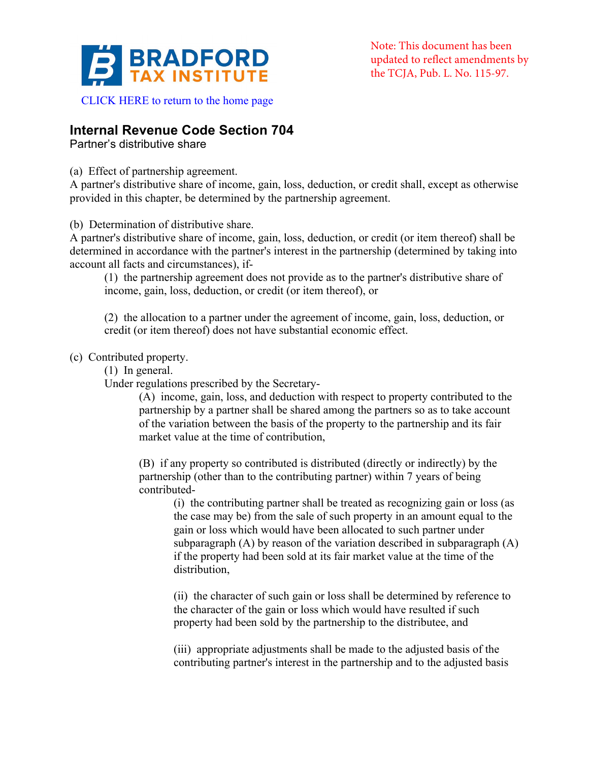BRADFORD TAX INSTITUTE

CLICK HERE to return to the home page

Note: This document has been updated to reflect amendments by the TCJA, Pub. L. No. 115-97.

## Internal Revenue Code Section 704

Partner's distributive share

(a) Effect of partnership agreement.
A partner's distributive share of income, gain, loss, deduction, or credit shall, except as otherwise provided in this chapter, be determined by the partnership agreement.

(b) Determination of distributive share.
A partner's distributive share of income, gain, loss, deduction, or credit (or item thereof) shall be determined in accordance with the partner's interest in the partnership (determined by taking into account all facts and circumstances), if-

> (1) the partnership agreement does not provide as to the partner's distributive share of income, gain, loss, deduction, or credit (or item thereof), or
>
> (2) the allocation to a partner under the agreement of income, gain, loss, deduction, or credit (or item thereof) does not have substantial economic effect.

(c) Contributed property.

> (1) In general.
> Under regulations prescribed by the Secretary-
>
> > (A) income, gain, loss, and deduction with respect to property contributed to the partnership by a partner shall be shared among the partners so as to take account of the variation between the basis of the property to the partnership and its fair market value at the time of contribution,
> >
> > (B) if any property so contributed is distributed (directly or indirectly) by the partnership (other than to the contributing partner) within 7 years of being contributed-
> >
> > > (i) the contributing partner shall be treated as recognizing gain or loss (as the case may be) from the sale of such property in an amount equal to the gain or loss which would have been allocated to such partner under subparagraph (A) by reason of the variation described in subparagraph (A) if the property had been sold at its fair market value at the time of the distribution,
> > >
> > > (ii) the character of such gain or loss shall be determined by reference to the character of the gain or loss which would have resulted if such property had been sold by the partnership to the distributee, and
> > >
> > > (iii) appropriate adjustments shall be made to the adjusted basis of the contributing partner's interest in the partnership and to the adjusted basis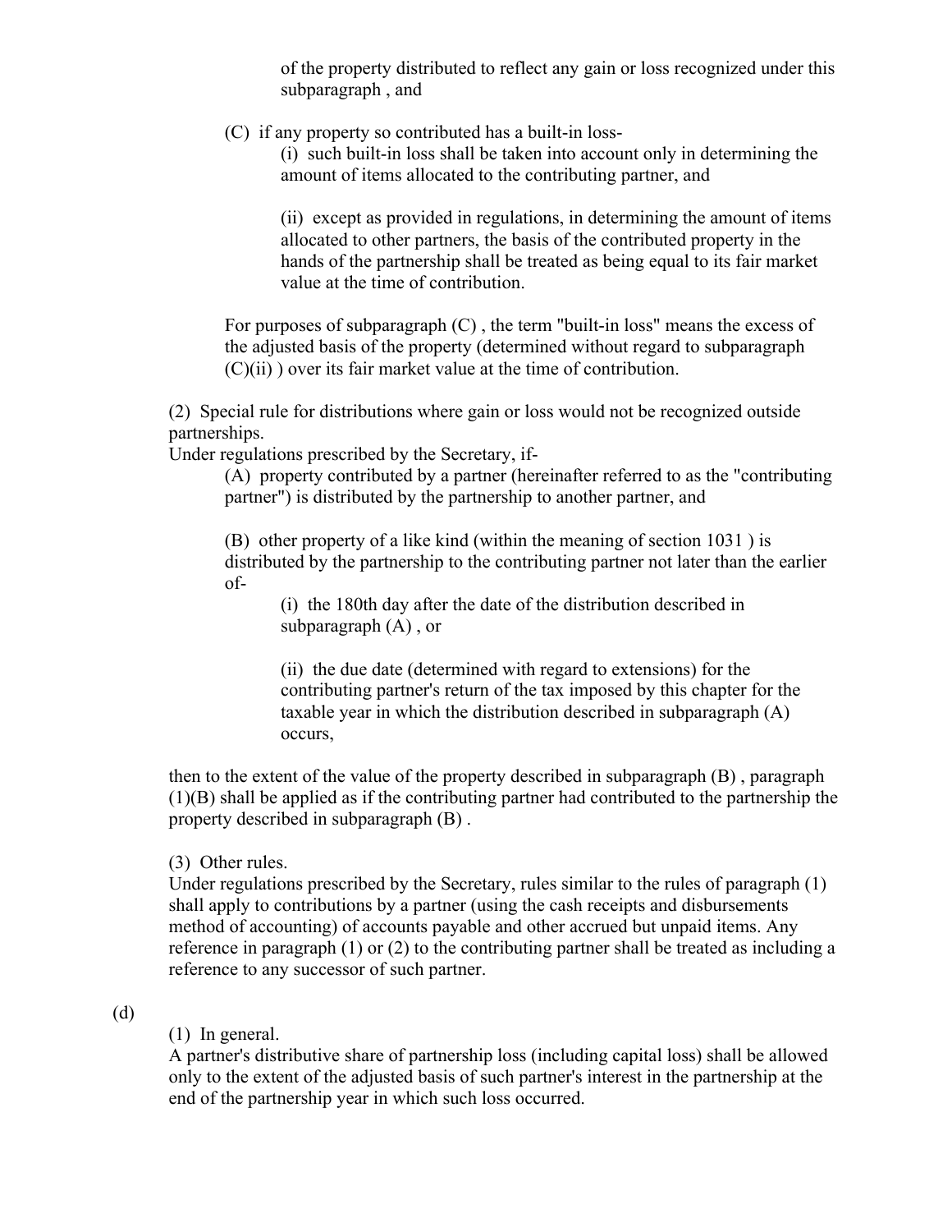of the property distributed to reflect any gain or loss recognized under this subparagraph , and

(C) if any property so contributed has a built-in loss-

(i) such built-in loss shall be taken into account only in determining the amount of items allocated to the contributing partner, and

(ii) except as provided in regulations, in determining the amount of items allocated to other partners, the basis of the contributed property in the hands of the partnership shall be treated as being equal to its fair market value at the time of contribution.

For purposes of subparagraph (C) , the term "built-in loss" means the excess of the adjusted basis of the property (determined without regard to subparagraph (C)(ii) ) over its fair market value at the time of contribution.

(2) Special rule for distributions where gain or loss would not be recognized outside partnerships.
Under regulations prescribed by the Secretary, if-

(A) property contributed by a partner (hereinafter referred to as the "contributing partner") is distributed by the partnership to another partner, and

(B) other property of a like kind (within the meaning of section 1031 ) is distributed by the partnership to the contributing partner not later than the earlier of-

(i) the 180th day after the date of the distribution described in subparagraph (A) , or

(ii) the due date (determined with regard to extensions) for the contributing partner's return of the tax imposed by this chapter for the taxable year in which the distribution described in subparagraph (A) occurs,

then to the extent of the value of the property described in subparagraph (B) , paragraph (1)(B) shall be applied as if the contributing partner had contributed to the partnership the property described in subparagraph (B) .

(3) Other rules.
Under regulations prescribed by the Secretary, rules similar to the rules of paragraph (1) shall apply to contributions by a partner (using the cash receipts and disbursements method of accounting) of accounts payable and other accrued but unpaid items. Any reference in paragraph (1) or (2) to the contributing partner shall be treated as including a reference to any successor of such partner.

(d)

(1) In general.
A partner's distributive share of partnership loss (including capital loss) shall be allowed only to the extent of the adjusted basis of such partner's interest in the partnership at the end of the partnership year in which such loss occurred.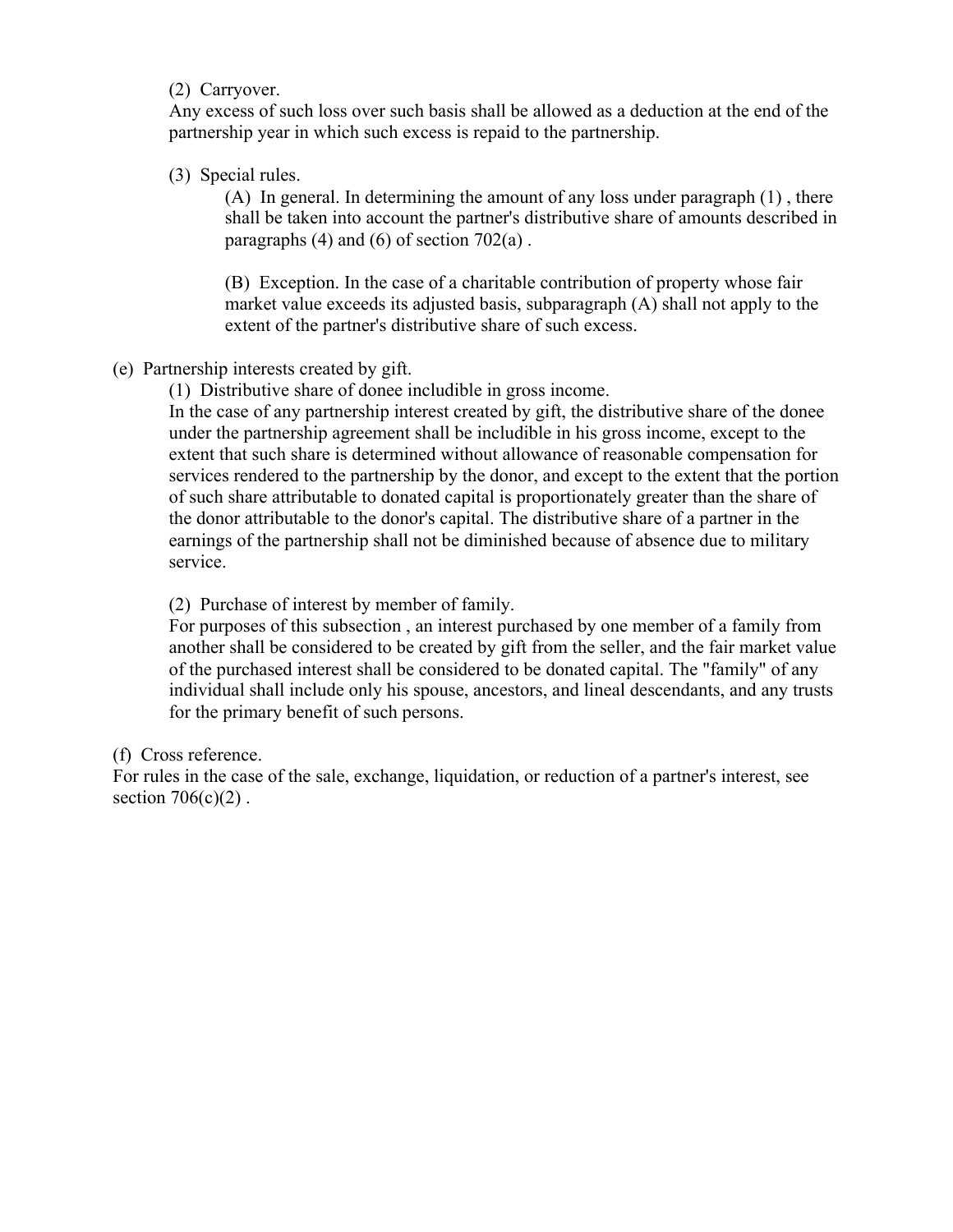(2) Carryover.

Any excess of such loss over such basis shall be allowed as a deduction at the end of the partnership year in which such excess is repaid to the partnership.

(3) Special rules.

(A) In general. In determining the amount of any loss under paragraph (1) , there shall be taken into account the partner's distributive share of amounts described in paragraphs (4) and (6) of section 702(a) .

(B) Exception. In the case of a charitable contribution of property whose fair market value exceeds its adjusted basis, subparagraph (A) shall not apply to the extent of the partner's distributive share of such excess.

(e) Partnership interests created by gift.

(1) Distributive share of donee includible in gross income.

In the case of any partnership interest created by gift, the distributive share of the donee under the partnership agreement shall be includible in his gross income, except to the extent that such share is determined without allowance of reasonable compensation for services rendered to the partnership by the donor, and except to the extent that the portion of such share attributable to donated capital is proportionately greater than the share of the donor attributable to the donor's capital. The distributive share of a partner in the earnings of the partnership shall not be diminished because of absence due to military service.

(2) Purchase of interest by member of family.

For purposes of this subsection , an interest purchased by one member of a family from another shall be considered to be created by gift from the seller, and the fair market value of the purchased interest shall be considered to be donated capital. The "family" of any individual shall include only his spouse, ancestors, and lineal descendants, and any trusts for the primary benefit of such persons.

(f) Cross reference.

For rules in the case of the sale, exchange, liquidation, or reduction of a partner's interest, see section 706(c)(2) .